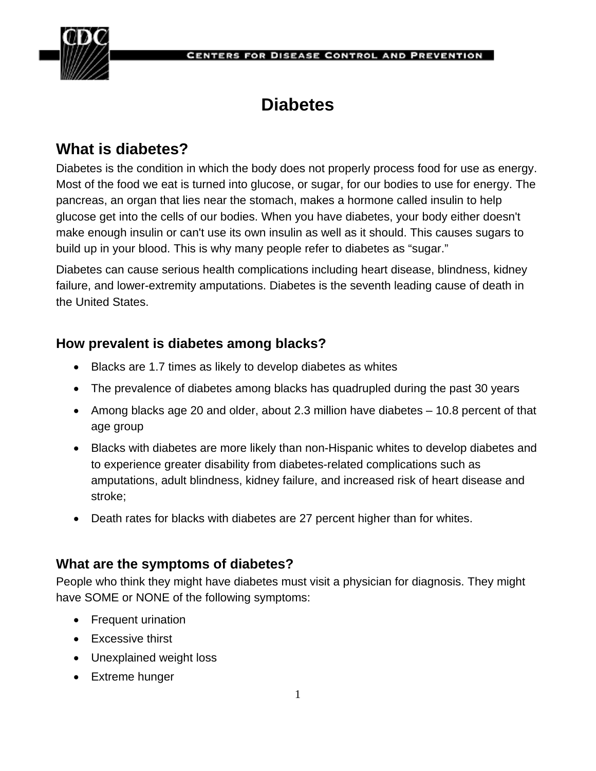# Diabetes

## What is diabetes?

Diabetes is the condition in which the body does not properly process food for use as energy. Most of the food we eat is turned into glucose, or sugar, for our bodies to use for energy. The pancreas, an organ that lies near the stomach, makes a hormone called insulin to help glucose get into the cells of our bodies. When you have diabetes, your body either doesn't make enough insulin or can't use its own insulin as well as it should. This causes sugars to build up in your blood. This is why many people refer to diabetes as "sugar."

Diabetes can cause serious health complications including heart disease, blindness, kidney failure, and lower-extremity amputations. Diabetes is the seventh leading cause of death in the United States.

### How prevalent is diabetes among blacks?

- Blacks are 1.7 times as likely to develop diabetes as whites
- The prevalence of diabetes among blacks has quadrupled during the past 30 years
- Among blacks age 20 and older, about 2.3 million have diabetes – 10.8 percent of that age group
- Blacks with diabetes are more likely than non-Hispanic whites to develop diabetes and to experience greater disability from diabetes-related complications such as amputations, adult blindness, kidney failure, and increased risk of heart disease and stroke;
- Death rates for blacks with diabetes are 27 percent higher than for whites.

### What are the symptoms of diabetes?

People who think they might have diabetes must visit a physician for diagnosis. They might have SOME or NONE of the following symptoms:

- Frequent urination
- Excessive thirst
- Unexplained weight loss
- Extreme hunger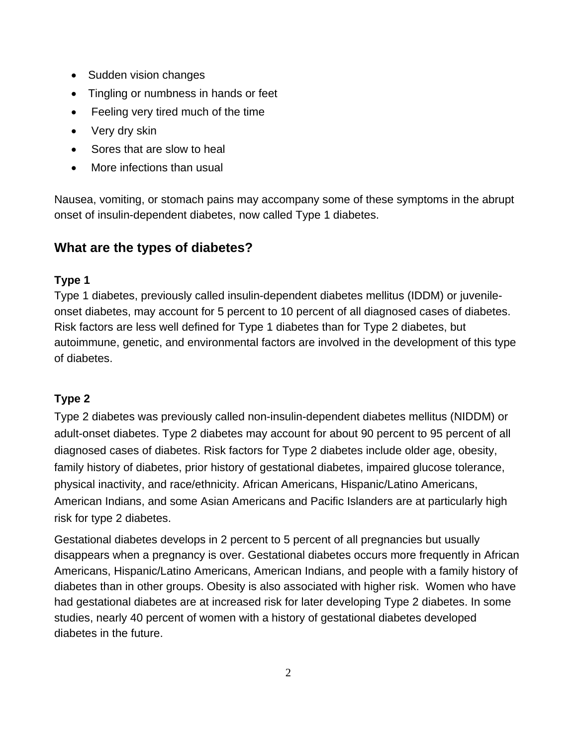- Sudden vision changes
- Tingling or numbness in hands or feet
- Feeling very tired much of the time
- Very dry skin
- Sores that are slow to heal
- More infections than usual

Nausea, vomiting, or stomach pains may accompany some of these symptoms in the abrupt onset of insulin-dependent diabetes, now called Type 1 diabetes.

## What are the types of diabetes?

**Type 1**

Type 1 diabetes, previously called insulin-dependent diabetes mellitus (IDDM) or juvenile-onset diabetes, may account for 5 percent to 10 percent of all diagnosed cases of diabetes. Risk factors are less well defined for Type 1 diabetes than for Type 2 diabetes, but autoimmune, genetic, and environmental factors are involved in the development of this type of diabetes.

**Type 2**

Type 2 diabetes was previously called non-insulin-dependent diabetes mellitus (NIDDM) or adult-onset diabetes. Type 2 diabetes may account for about 90 percent to 95 percent of all diagnosed cases of diabetes. Risk factors for Type 2 diabetes include older age, obesity, family history of diabetes, prior history of gestational diabetes, impaired glucose tolerance, physical inactivity, and race/ethnicity. African Americans, Hispanic/Latino Americans, American Indians, and some Asian Americans and Pacific Islanders are at particularly high risk for type 2 diabetes.

Gestational diabetes develops in 2 percent to 5 percent of all pregnancies but usually disappears when a pregnancy is over. Gestational diabetes occurs more frequently in African Americans, Hispanic/Latino Americans, American Indians, and people with a family history of diabetes than in other groups. Obesity is also associated with higher risk. Women who have had gestational diabetes are at increased risk for later developing Type 2 diabetes. In some studies, nearly 40 percent of women with a history of gestational diabetes developed diabetes in the future.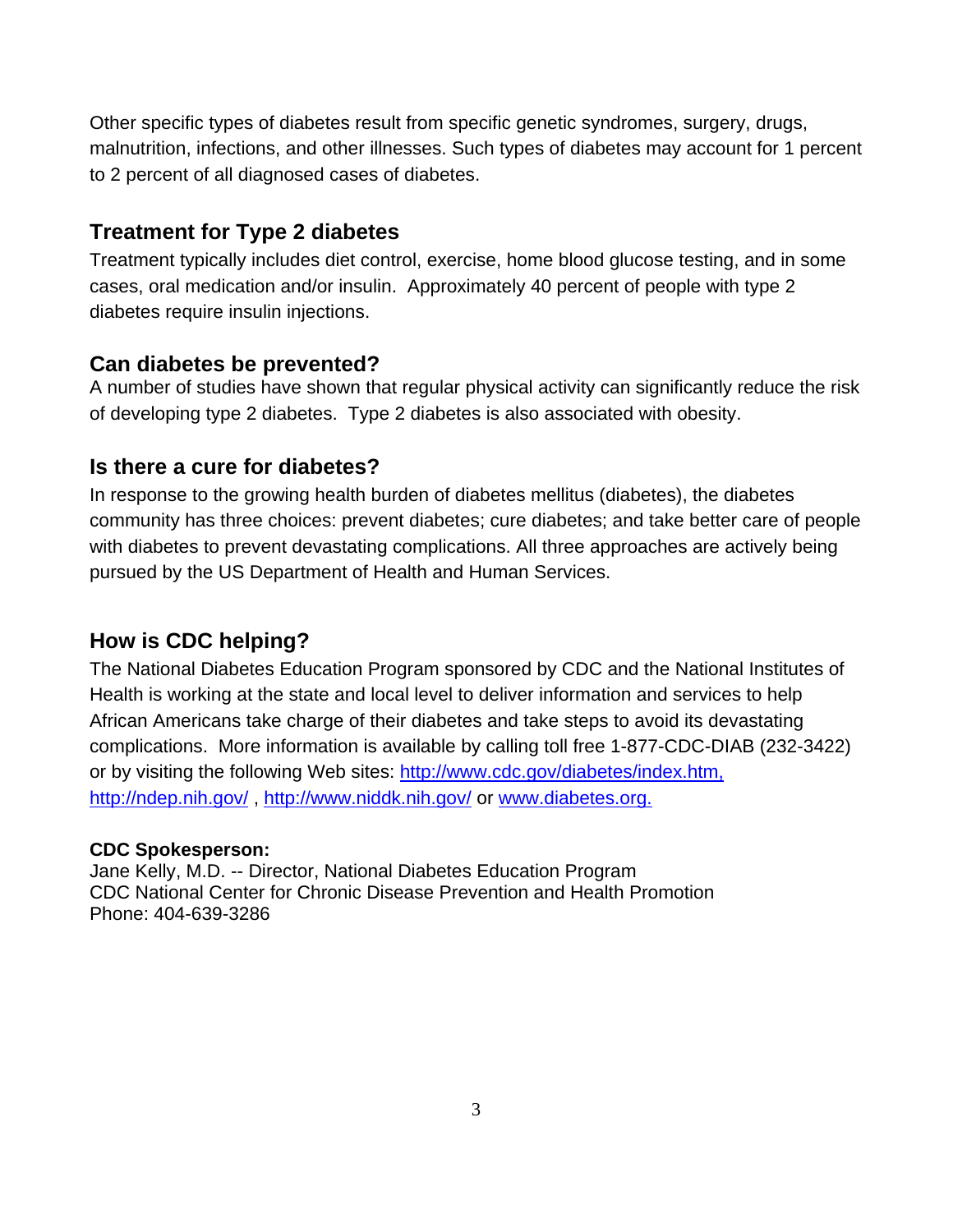Other specific types of diabetes result from specific genetic syndromes, surgery, drugs, malnutrition, infections, and other illnesses. Such types of diabetes may account for 1 percent to 2 percent of all diagnosed cases of diabetes.

## Treatment for Type 2 diabetes

Treatment typically includes diet control, exercise, home blood glucose testing, and in some cases, oral medication and/or insulin. Approximately 40 percent of people with type 2 diabetes require insulin injections.

## Can diabetes be prevented?

A number of studies have shown that regular physical activity can significantly reduce the risk of developing type 2 diabetes. Type 2 diabetes is also associated with obesity.

## Is there a cure for diabetes?

In response to the growing health burden of diabetes mellitus (diabetes), the diabetes community has three choices: prevent diabetes; cure diabetes; and take better care of people with diabetes to prevent devastating complications. All three approaches are actively being pursued by the US Department of Health and Human Services.

## How is CDC helping?

The National Diabetes Education Program sponsored by CDC and the National Institutes of Health is working at the state and local level to deliver information and services to help African Americans take charge of their diabetes and take steps to avoid its devastating complications. More information is available by calling toll free 1-877-CDC-DIAB (232-3422) or by visiting the following Web sites: http://www.cdc.gov/diabetes/index.htm, http://ndep.nih.gov/ , http://www.niddk.nih.gov/ or www.diabetes.org.

**CDC Spokesperson:**
Jane Kelly, M.D. -- Director, National Diabetes Education Program
CDC National Center for Chronic Disease Prevention and Health Promotion
Phone: 404-639-3286